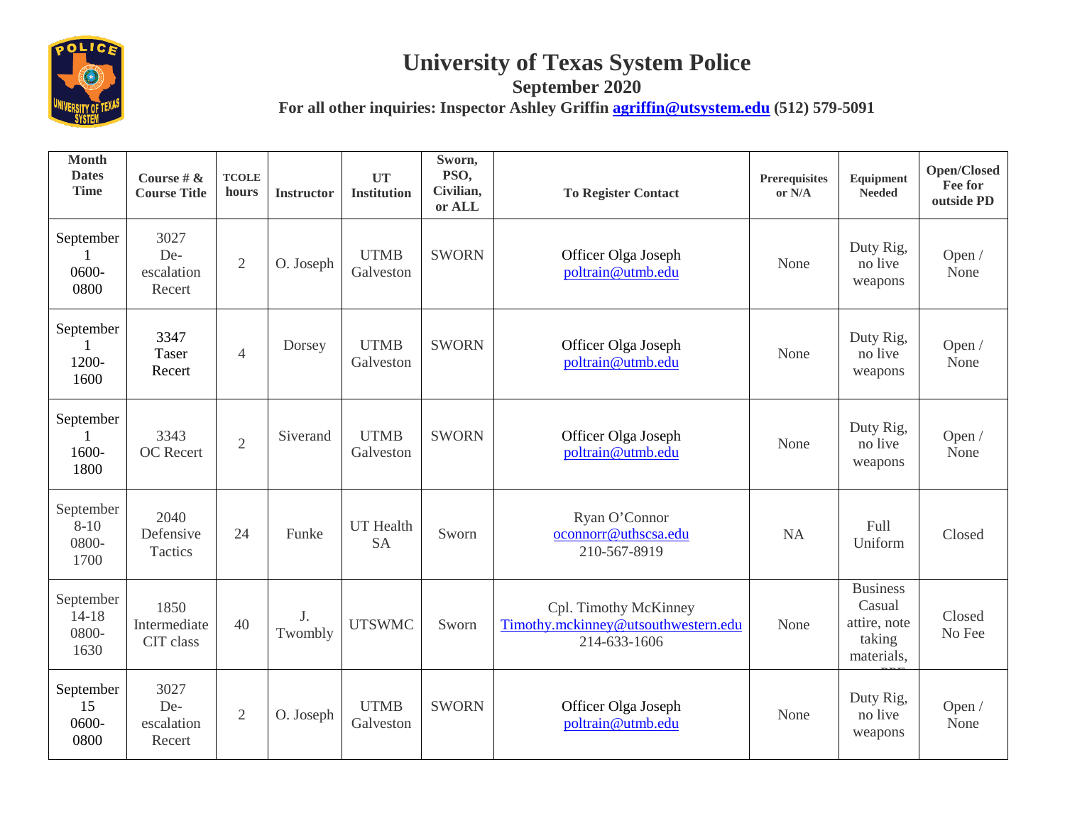# University of Texas System Police

## September 2020

**For all other inquiries: Inspector Ashley Griffin agriffin@utsystem.edu (512) 579-5091**

| Month Dates Time | Course # & Course Title | TCOLE hours | Instructor | UT Institution | Sworn, PSO, Civilian, or ALL | To Register Contact | Prerequisites or N/A | Equipment Needed | Open/Closed Fee for outside PD |
|---|---|---|---|---|---|---|---|---|---|
| September 1 0600-0800 | 3027 De-escalation Recert | 2 | O. Joseph | UTMB Galveston | SWORN | Officer Olga Joseph poltrain@utmb.edu | None | Duty Rig, no live weapons | Open / None |
| September 1 1200-1600 | 3347 Taser Recert | 4 | Dorsey | UTMB Galveston | SWORN | Officer Olga Joseph poltrain@utmb.edu | None | Duty Rig, no live weapons | Open / None |
| September 1 1600-1800 | 3343 OC Recert | 2 | Siverand | UTMB Galveston | SWORN | Officer Olga Joseph poltrain@utmb.edu | None | Duty Rig, no live weapons | Open / None |
| September 8-10 0800-1700 | 2040 Defensive Tactics | 24 | Funke | UT Health SA | Sworn | Ryan O'Connor oconnorr@uthscsa.edu 210-567-8919 | NA | Full Uniform | Closed |
| September 14-18 0800-1630 | 1850 Intermediate CIT class | 40 | J. Twombly | UTSWMC | Sworn | Cpl. Timothy McKinney Timothy.mckinney@utsouthwestern.edu 214-633-1606 | None | Business Casual attire, note taking materials, PPE | Closed No Fee |
| September 15 0600-0800 | 3027 De-escalation Recert | 2 | O. Joseph | UTMB Galveston | SWORN | Officer Olga Joseph poltrain@utmb.edu | None | Duty Rig, no live weapons | Open / None |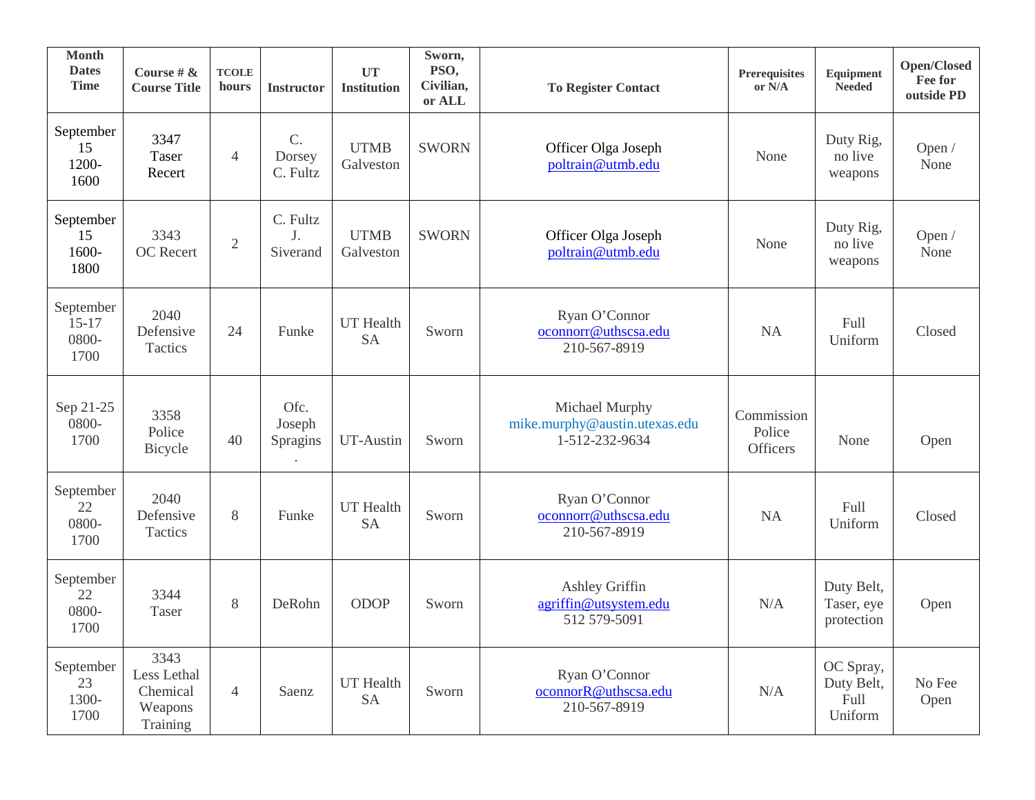| Month Dates Time | Course # & Course Title | TCOLE hours | Instructor | UT Institution | Sworn, PSO, Civilian, or ALL | To Register Contact | Prerequisites or N/A | Equipment Needed | Open/Closed Fee for outside PD |
|---|---|---|---|---|---|---|---|---|---|
| September 15 1200-1600 | 3347 Taser Recert | 4 | C. Dorsey C. Fultz | UTMB Galveston | SWORN | Officer Olga Joseph poltrain@utmb.edu | None | Duty Rig, no live weapons | Open / None |
| September 15 1600-1800 | 3343 OC Recert | 2 | C. Fultz J. Siverand | UTMB Galveston | SWORN | Officer Olga Joseph poltrain@utmb.edu | None | Duty Rig, no live weapons | Open / None |
| September 15-17 0800-1700 | 2040 Defensive Tactics | 24 | Funke | UT Health SA | Sworn | Ryan O'Connor oconnorr@uthscsa.edu 210-567-8919 | NA | Full Uniform | Closed |
| Sep 21-25 0800-1700 | 3358 Police Bicycle | 40 | Ofc. Joseph Spragins . | UT-Austin | Sworn | Michael Murphy mike.murphy@austin.utexas.edu 1-512-232-9634 | Commission Police Officers | None | Open |
| September 22 0800-1700 | 2040 Defensive Tactics | 8 | Funke | UT Health SA | Sworn | Ryan O'Connor oconnorr@uthscsa.edu 210-567-8919 | NA | Full Uniform | Closed |
| September 22 0800-1700 | 3344 Taser | 8 | DeRohn | ODOP | Sworn | Ashley Griffin agriffin@utsystem.edu 512 579-5091 | N/A | Duty Belt, Taser, eye protection | Open |
| September 23 1300-1700 | 3343 Less Lethal Chemical Weapons Training | 4 | Saenz | UT Health SA | Sworn | Ryan O'Connor oconnorR@uthscsa.edu 210-567-8919 | N/A | OC Spray, Duty Belt, Full Uniform | No Fee Open |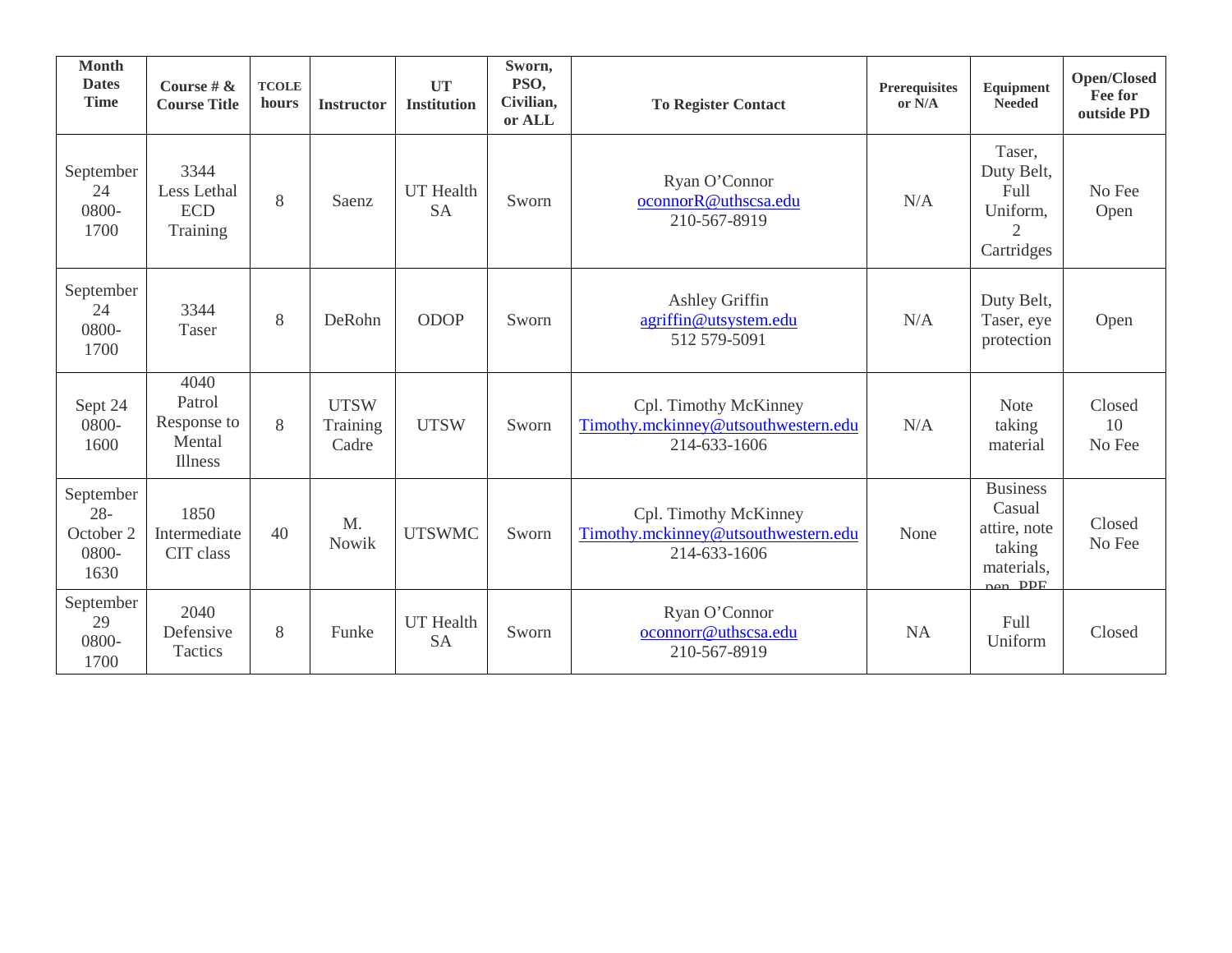| Month Dates Time | Course # & Course Title | TCOLE hours | Instructor | UT Institution | Sworn, PSO, Civilian, or ALL | To Register Contact | Prerequisites or N/A | Equipment Needed | Open/Closed Fee for outside PD |
|---|---|---|---|---|---|---|---|---|---|
| September 24 0800-1700 | 3344 Less Lethal ECD Training | 8 | Saenz | UT Health SA | Sworn | Ryan O'Connor oconnorR@uthscsa.edu 210-567-8919 | N/A | Taser, Duty Belt, Full Uniform, 2 Cartridges | No Fee Open |
| September 24 0800-1700 | 3344 Taser | 8 | DeRohn | ODOP | Sworn | Ashley Griffin agriffin@utsystem.edu 512 579-5091 | N/A | Duty Belt, Taser, eye protection | Open |
| Sept 24 0800-1600 | 4040 Patrol Response to Mental Illness | 8 | UTSW Training Cadre | UTSW | Sworn | Cpl. Timothy McKinney Timothy.mckinney@utsouthwestern.edu 214-633-1606 | N/A | Note taking material | Closed 10 No Fee |
| September 28-October 2 0800-1630 | 1850 Intermediate CIT class | 40 | M. Nowik | UTSWMC | Sworn | Cpl. Timothy McKinney Timothy.mckinney@utsouthwestern.edu 214-633-1606 | None | Business Casual attire, note taking materials, pen, PPE | Closed No Fee |
| September 29 0800-1700 | 2040 Defensive Tactics | 8 | Funke | UT Health SA | Sworn | Ryan O'Connor oconnorr@uthscsa.edu 210-567-8919 | NA | Full Uniform | Closed |